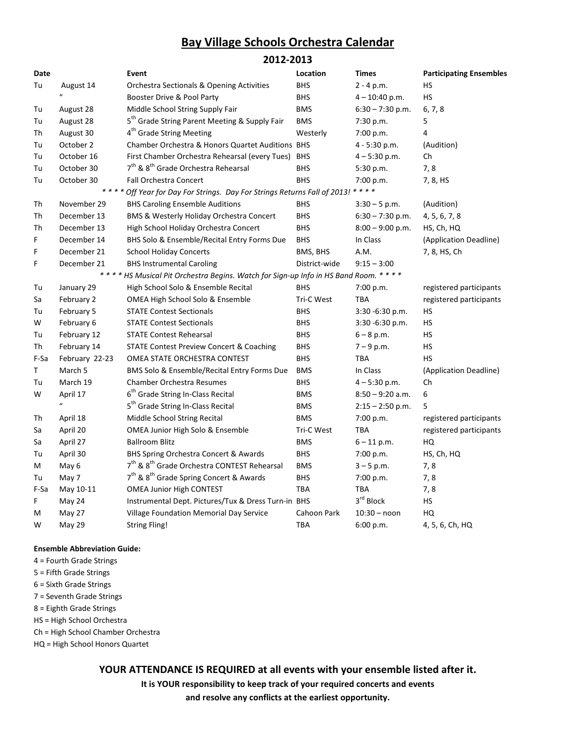# Bay Village Schools Orchestra Calendar

## 2012-2013

| Date | | Event | Location | Times | Participating Ensembles |
|---|---|---|---|---|---|
| Tu | August 14 | Orchestra Sectionals & Opening Activities | BHS | 2 - 4 p.m. | HS |
| | " | Booster Drive & Pool Party | BHS | 4 – 10:40 p.m. | HS |
| Tu | August 28 | Middle School String Supply Fair | BMS | 6:30 – 7:30 p.m. | 6, 7, 8 |
| Tu | August 28 | 5th Grade String Parent Meeting & Supply Fair | BMS | 7:30 p.m. | 5 |
| Th | August 30 | 4th Grade String Meeting | Westerly | 7:00 p.m. | 4 |
| Tu | October 2 | Chamber Orchestra & Honors Quartet Auditions | BHS | 4 - 5:30 p.m. | (Audition) |
| Tu | October 16 | First Chamber Orchestra Rehearsal (every Tues) | BHS | 4 – 5:30 p.m. | Ch |
| Tu | October 30 | 7th & 8th Grade Orchestra Rehearsal | BHS | 5:30 p.m. | 7, 8 |
| Tu | October 30 | Fall Orchestra Concert | BHS | 7:00 p.m. | 7, 8, HS |
| | | *\* \* \* \* Off Year for Day For Strings. Day For Strings Returns Fall of 2013! \* \* \* \** | | | |
| Th | November 29 | BHS Caroling Ensemble Auditions | BHS | 3:30 – 5 p.m. | (Audition) |
| Th | December 13 | BMS & Westerly Holiday Orchestra Concert | BHS | 6:30 – 7:30 p.m. | 4, 5, 6, 7, 8 |
| Th | December 13 | High School Holiday Orchestra Concert | BHS | 8:00 – 9:00 p.m. | HS, Ch, HQ |
| F | December 14 | BHS Solo & Ensemble/Recital Entry Forms Due | BHS | In Class | (Application Deadline) |
| F | December 21 | School Holiday Concerts | BMS, BHS | A.M. | 7, 8, HS, Ch |
| F | December 21 | BHS Instrumental Caroling | District-wide | 9:15 – 3:00 | |
| | | *\* \* \* \* HS Musical Pit Orchestra Begins. Watch for Sign-up Info in HS Band Room. \* \* \* \** | | | |
| Tu | January 29 | High School Solo & Ensemble Recital | BHS | 7:00 p.m. | registered participants |
| Sa | February 2 | OMEA High School Solo & Ensemble | Tri-C West | TBA | registered participants |
| Tu | February 5 | STATE Contest Sectionals | BHS | 3:30 -6:30 p.m. | HS |
| W | February 6 | STATE Contest Sectionals | BHS | 3:30 -6:30 p.m. | HS |
| Tu | February 12 | STATE Contest Rehearsal | BHS | 6 – 8 p.m. | HS |
| Th | February 14 | STATE Contest Preview Concert & Coaching | BHS | 7 – 9 p.m. | HS |
| F-Sa | February 22-23 | OMEA STATE ORCHESTRA CONTEST | BHS | TBA | HS |
| T | March 5 | BMS Solo & Ensemble/Recital Entry Forms Due | BMS | In Class | (Application Deadline) |
| Tu | March 19 | Chamber Orchestra Resumes | BHS | 4 – 5:30 p.m. | Ch |
| W | April 17 | 6th Grade String In-Class Recital | BMS | 8:50 – 9:20 a.m. | 6 |
| | " | 5th Grade String In-Class Recital | BMS | 2:15 – 2:50 p.m. | 5 |
| Th | April 18 | Middle School String Recital | BMS | 7:00 p.m. | registered participants |
| Sa | April 20 | OMEA Junior High Solo & Ensemble | Tri-C West | TBA | registered participants |
| Sa | April 27 | Ballroom Blitz | BMS | 6 – 11 p.m. | HQ |
| Tu | April 30 | BHS Spring Orchestra Concert & Awards | BHS | 7:00 p.m. | HS, Ch, HQ |
| M | May 6 | 7th & 8th Grade Orchestra CONTEST Rehearsal | BMS | 3 – 5 p.m. | 7, 8 |
| Tu | May 7 | 7th & 8th Grade Spring Concert & Awards | BHS | 7:00 p.m. | 7, 8 |
| F-Sa | May 10-11 | OMEA Junior High CONTEST | TBA | TBA | 7, 8 |
| F | May 24 | Instrumental Dept. Pictures/Tux & Dress Turn-in | BHS | 3rd Block | HS |
| M | May 27 | Village Foundation Memorial Day Service | Cahoon Park | 10:30 – noon | HQ |
| W | May 29 | String Fling! | TBA | 6:00 p.m. | 4, 5, 6, Ch, HQ |

**Ensemble Abbreviation Guide:**

4 = Fourth Grade Strings
5 = Fifth Grade Strings
6 = Sixth Grade Strings
7 = Seventh Grade Strings
8 = Eighth Grade Strings
HS = High School Orchestra
Ch = High School Chamber Orchestra
HQ = High School Honors Quartet

**YOUR ATTENDANCE IS REQUIRED at all events with your ensemble listed after it.**

**It is YOUR responsibility to keep track of your required concerts and events and resolve any conflicts at the earliest opportunity.**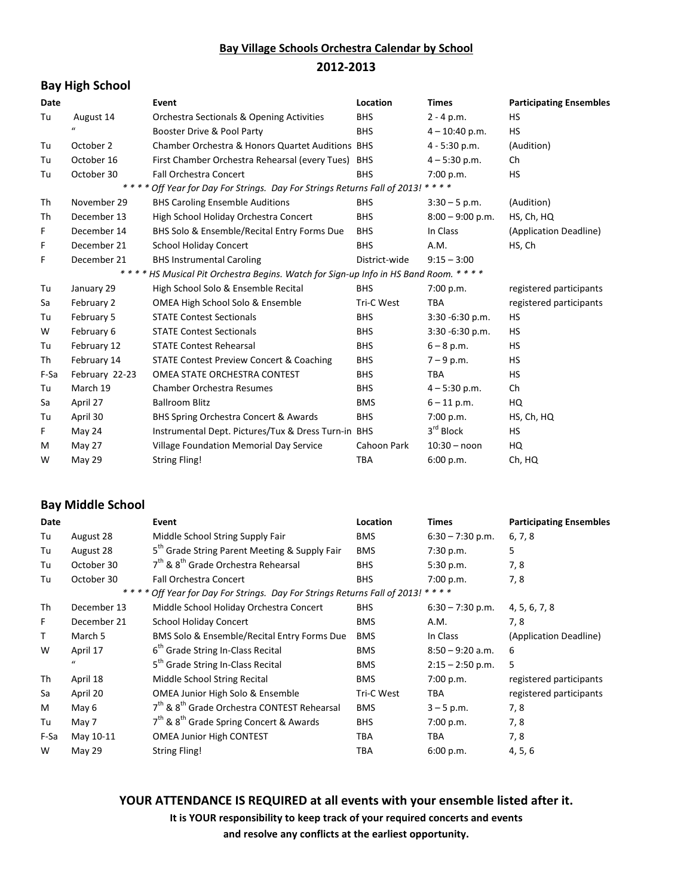**Bay Village Schools Orchestra Calendar by School**

**2012-2013**

## Bay High School

| Date | | Event | Location | Times | Participating Ensembles |
|---|---|---|---|---|---|
| Tu | August 14 | Orchestra Sectionals & Opening Activities | BHS | 2 - 4 p.m. | HS |
| | " | Booster Drive & Pool Party | BHS | 4 – 10:40 p.m. | HS |
| Tu | October 2 | Chamber Orchestra & Honors Quartet Auditions | BHS | 4 - 5:30 p.m. | (Audition) |
| Tu | October 16 | First Chamber Orchestra Rehearsal (every Tues) | BHS | 4 – 5:30 p.m. | Ch |
| Tu | October 30 | Fall Orchestra Concert | BHS | 7:00 p.m. | HS |
| | | *\* \* \* \* Off Year for Day For Strings. Day For Strings Returns Fall of 2013! \* \* \* \** | | | |
| Th | November 29 | BHS Caroling Ensemble Auditions | BHS | 3:30 – 5 p.m. | (Audition) |
| Th | December 13 | High School Holiday Orchestra Concert | BHS | 8:00 – 9:00 p.m. | HS, Ch, HQ |
| F | December 14 | BHS Solo & Ensemble/Recital Entry Forms Due | BHS | In Class | (Application Deadline) |
| F | December 21 | School Holiday Concert | BHS | A.M. | HS, Ch |
| F | December 21 | BHS Instrumental Caroling | District-wide | 9:15 – 3:00 | |
| | | *\* \* \* \* HS Musical Pit Orchestra Begins. Watch for Sign-up Info in HS Band Room. \* \* \* \** | | | |
| Tu | January 29 | High School Solo & Ensemble Recital | BHS | 7:00 p.m. | registered participants |
| Sa | February 2 | OMEA High School Solo & Ensemble | Tri-C West | TBA | registered participants |
| Tu | February 5 | STATE Contest Sectionals | BHS | 3:30 -6:30 p.m. | HS |
| W | February 6 | STATE Contest Sectionals | BHS | 3:30 -6:30 p.m. | HS |
| Tu | February 12 | STATE Contest Rehearsal | BHS | 6 – 8 p.m. | HS |
| Th | February 14 | STATE Contest Preview Concert & Coaching | BHS | 7 – 9 p.m. | HS |
| F-Sa | February 22-23 | OMEA STATE ORCHESTRA CONTEST | BHS | TBA | HS |
| Tu | March 19 | Chamber Orchestra Resumes | BHS | 4 – 5:30 p.m. | Ch |
| Sa | April 27 | Ballroom Blitz | BMS | 6 – 11 p.m. | HQ |
| Tu | April 30 | BHS Spring Orchestra Concert & Awards | BHS | 7:00 p.m. | HS, Ch, HQ |
| F | May 24 | Instrumental Dept. Pictures/Tux & Dress Turn-in | BHS | 3rd Block | HS |
| M | May 27 | Village Foundation Memorial Day Service | Cahoon Park | 10:30 – noon | HQ |
| W | May 29 | String Fling! | TBA | 6:00 p.m. | Ch, HQ |

## Bay Middle School

| Date | | Event | Location | Times | Participating Ensembles |
|---|---|---|---|---|---|
| Tu | August 28 | Middle School String Supply Fair | BMS | 6:30 – 7:30 p.m. | 6, 7, 8 |
| Tu | August 28 | 5th Grade String Parent Meeting & Supply Fair | BMS | 7:30 p.m. | 5 |
| Tu | October 30 | 7th & 8th Grade Orchestra Rehearsal | BHS | 5:30 p.m. | 7, 8 |
| Tu | October 30 | Fall Orchestra Concert | BHS | 7:00 p.m. | 7, 8 |
| | | *\* \* \* \* Off Year for Day For Strings. Day For Strings Returns Fall of 2013! \* \* \* \** | | | |
| Th | December 13 | Middle School Holiday Orchestra Concert | BHS | 6:30 – 7:30 p.m. | 4, 5, 6, 7, 8 |
| F | December 21 | School Holiday Concert | BMS | A.M. | 7, 8 |
| T | March 5 | BMS Solo & Ensemble/Recital Entry Forms Due | BMS | In Class | (Application Deadline) |
| W | April 17 | 6th Grade String In-Class Recital | BMS | 8:50 – 9:20 a.m. | 6 |
| | " | 5th Grade String In-Class Recital | BMS | 2:15 – 2:50 p.m. | 5 |
| Th | April 18 | Middle School String Recital | BMS | 7:00 p.m. | registered participants |
| Sa | April 20 | OMEA Junior High Solo & Ensemble | Tri-C West | TBA | registered participants |
| M | May 6 | 7th & 8th Grade Orchestra CONTEST Rehearsal | BMS | 3 – 5 p.m. | 7, 8 |
| Tu | May 7 | 7th & 8th Grade Spring Concert & Awards | BHS | 7:00 p.m. | 7, 8 |
| F-Sa | May 10-11 | OMEA Junior High CONTEST | TBA | TBA | 7, 8 |
| W | May 29 | String Fling! | TBA | 6:00 p.m. | 4, 5, 6 |

**YOUR ATTENDANCE IS REQUIRED at all events with your ensemble listed after it.**

**It is YOUR responsibility to keep track of your required concerts and events and resolve any conflicts at the earliest opportunity.**